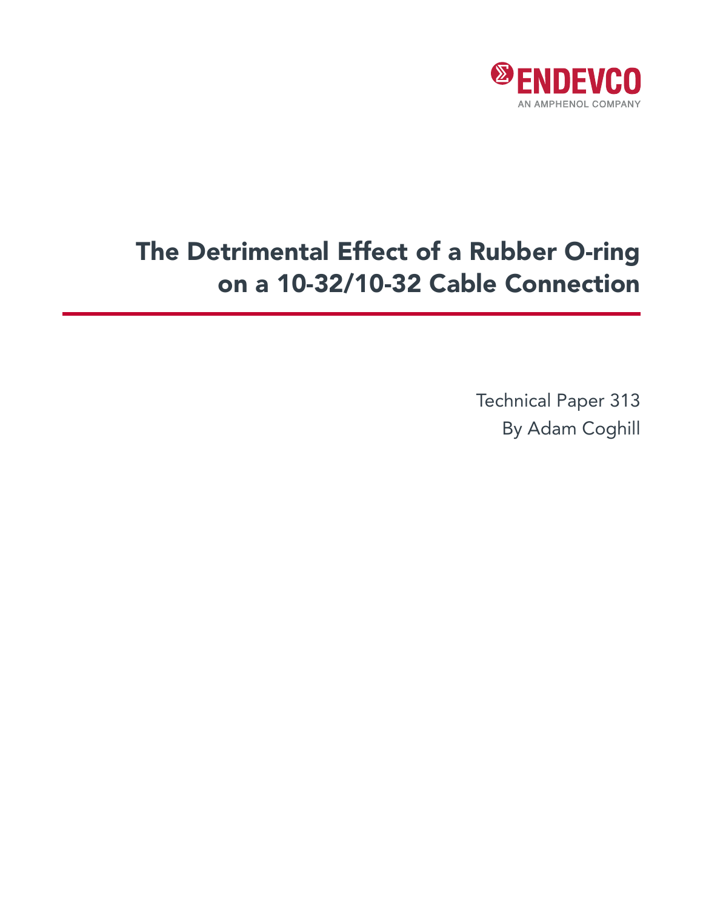ENDEVCO

AN AMPHENOL COMPANY

# The Detrimental Effect of a Rubber O-ring on a 10-32/10-32 Cable Connection

Technical Paper 313

By Adam Coghill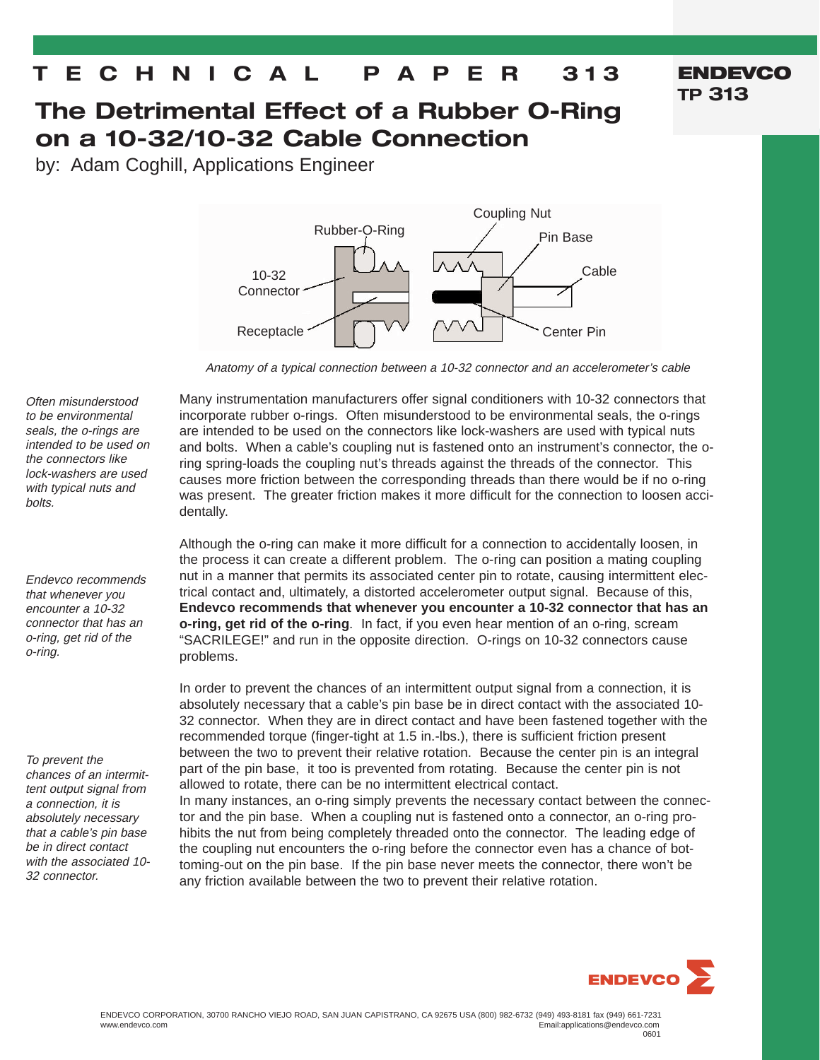# TECHNICAL PAPER 313

**ENDEVCO TP 313**

## The Detrimental Effect of a Rubber O-Ring on a 10-32/10-32 Cable Connection

by: Adam Coghill, Applications Engineer

*Anatomy of a typical connection between a 10-32 connector and an accelerometer's cable*

*Often misunderstood to be environmental seals, the o-rings are intended to be used on the connectors like lock-washers are used with typical nuts and bolts.*

Many instrumentation manufacturers offer signal conditioners with 10-32 connectors that incorporate rubber o-rings. Often misunderstood to be environmental seals, the o-rings are intended to be used on the connectors like lock-washers are used with typical nuts and bolts. When a cable's coupling nut is fastened onto an instrument's connector, the o-ring spring-loads the coupling nut's threads against the threads of the connector. This causes more friction between the corresponding threads than there would be if no o-ring was present. The greater friction makes it more difficult for the connection to loosen accidentally.

*Endevco recommends that whenever you encounter a 10-32 connector that has an o-ring, get rid of the o-ring.*

Although the o-ring can make it more difficult for a connection to accidentally loosen, in the process it can create a different problem. The o-ring can position a mating coupling nut in a manner that permits its associated center pin to rotate, causing intermittent electrical contact and, ultimately, a distorted accelerometer output signal. Because of this, **Endevco recommends that whenever you encounter a 10-32 connector that has an o-ring, get rid of the o-ring**. In fact, if you even hear mention of an o-ring, scream "SACRILEGE!" and run in the opposite direction. O-rings on 10-32 connectors cause problems.

*To prevent the chances of an intermittent output signal from a connection, it is absolutely necessary that a cable's pin base be in direct contact with the associated 10-32 connector.*

In order to prevent the chances of an intermittent output signal from a connection, it is absolutely necessary that a cable's pin base be in direct contact with the associated 10-32 connector. When they are in direct contact and have been fastened together with the recommended torque (finger-tight at 1.5 in.-lbs.), there is sufficient friction present between the two to prevent their relative rotation. Because the center pin is an integral part of the pin base, it too is prevented from rotating. Because the center pin is not allowed to rotate, there can be no intermittent electrical contact.

In many instances, an o-ring simply prevents the necessary contact between the connector and the pin base. When a coupling nut is fastened onto a connector, an o-ring prohibits the nut from being completely threaded onto the connector. The leading edge of the coupling nut encounters the o-ring before the connector even has a chance of bottoming-out on the pin base. If the pin base never meets the connector, there won't be any friction available between the two to prevent their relative rotation.

ENDEVCO CORPORATION, 30700 RANCHO VIEJO ROAD, SAN JUAN CAPISTRANO, CA 92675 USA (800) 982-6732 (949) 493-8181 fax (949) 661-7231
www.endevco.com Email:applications@endevco.com
0601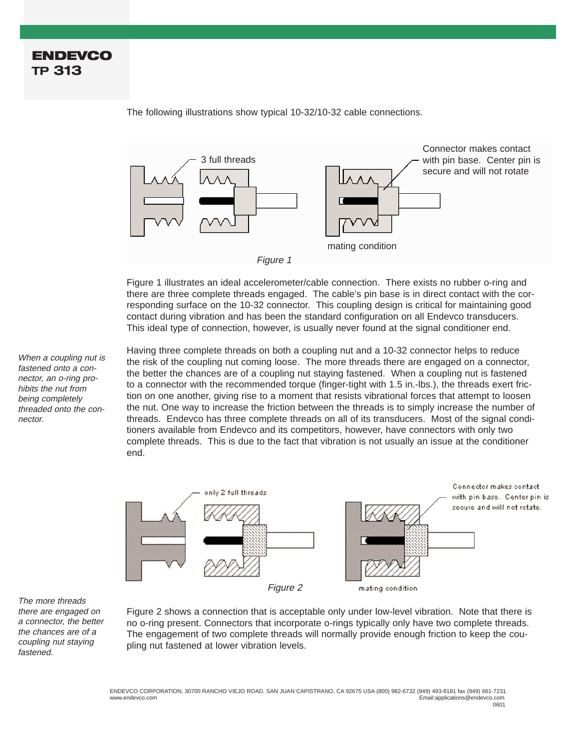The following illustrations show typical 10-32/10-32 cable connections.

3 full threads

Connector makes contact with pin base. Center pin is secure and will not rotate

mating condition

*Figure 1*

Figure 1 illustrates an ideal accelerometer/cable connection. There exists no rubber o-ring and there are three complete threads engaged. The cable's pin base is in direct contact with the corresponding surface on the 10-32 connector. This coupling design is critical for maintaining good contact during vibration and has been the standard configuration on all Endevco transducers. This ideal type of connection, however, is usually never found at the signal conditioner end.

*When a coupling nut is fastened onto a connector, an o-ring prohibits the nut from being completely threaded onto the connector.*

Having three complete threads on both a coupling nut and a 10-32 connector helps to reduce the risk of the coupling nut coming loose. The more threads there are engaged on a connector, the better the chances are of a coupling nut staying fastened. When a coupling nut is fastened to a connector with the recommended torque (finger-tight with 1.5 in.-lbs.), the threads exert friction on one another, giving rise to a moment that resists vibrational forces that attempt to loosen the nut. One way to increase the friction between the threads is to simply increase the number of threads. Endevco has three complete threads on all of its transducers. Most of the signal conditioners available from Endevco and its competitors, however, have connectors with only two complete threads. This is due to the fact that vibration is not usually an issue at the conditioner end.

only 2 full threads

Connector makes contact with pin base. Center pin is secure and will not rotate.

mating condition

*Figure 2*

*The more threads there are engaged on a connector, the better the chances are of a coupling nut staying fastened.*

Figure 2 shows a connection that is acceptable only under low-level vibration. Note that there is no o-ring present. Connectors that incorporate o-rings typically only have two complete threads. The engagement of two complete threads will normally provide enough friction to keep the coupling nut fastened at lower vibration levels.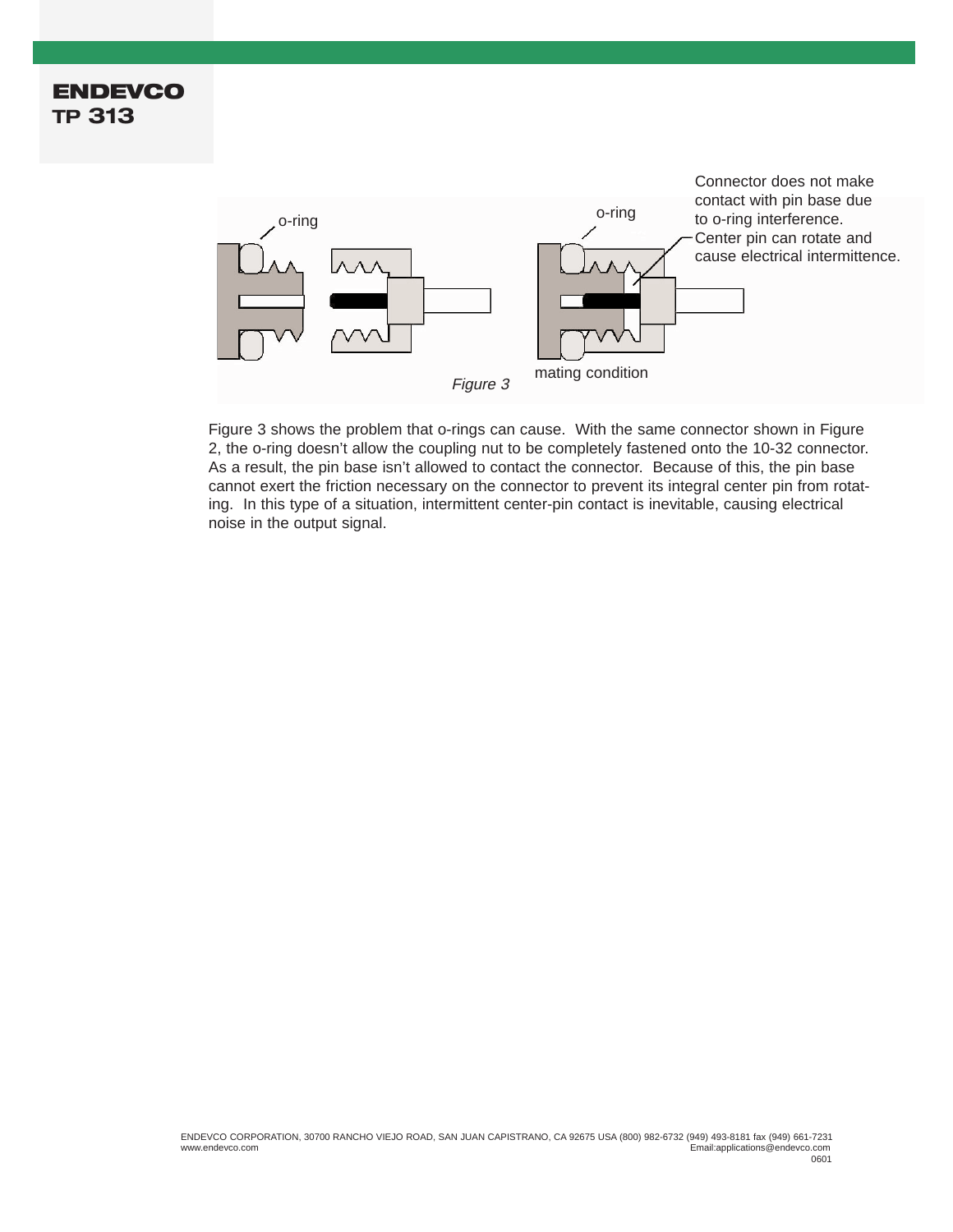Connector does not make contact with pin base due to o-ring interference. Center pin can rotate and cause electrical intermittence.

o-ring

o-ring

mating condition

*Figure 3*

Figure 3 shows the problem that o-rings can cause. With the same connector shown in Figure 2, the o-ring doesn't allow the coupling nut to be completely fastened onto the 10-32 connector. As a result, the pin base isn't allowed to contact the connector. Because of this, the pin base cannot exert the friction necessary on the connector to prevent its integral center pin from rotating. In this type of a situation, intermittent center-pin contact is inevitable, causing electrical noise in the output signal.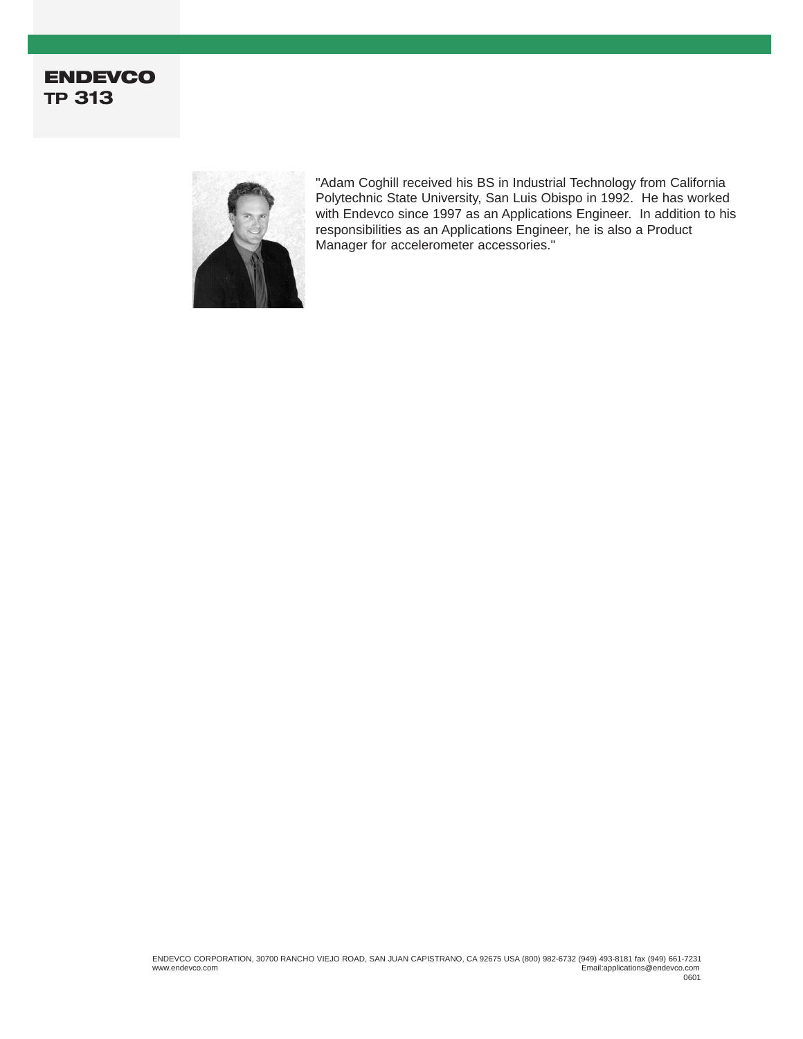**ENDEVCO**
**TP 313**

"Adam Coghill received his BS in Industrial Technology from California Polytechnic State University, San Luis Obispo in 1992. He has worked with Endevco since 1997 as an Applications Engineer. In addition to his responsibilities as an Applications Engineer, he is also a Product Manager for accelerometer accessories."

ENDEVCO CORPORATION, 30700 RANCHO VIEJO ROAD, SAN JUAN CAPISTRANO, CA 92675 USA (800) 982-6732 (949) 493-8181 fax (949) 661-7231
www.endevco.com Email:applications@endevco.com
0601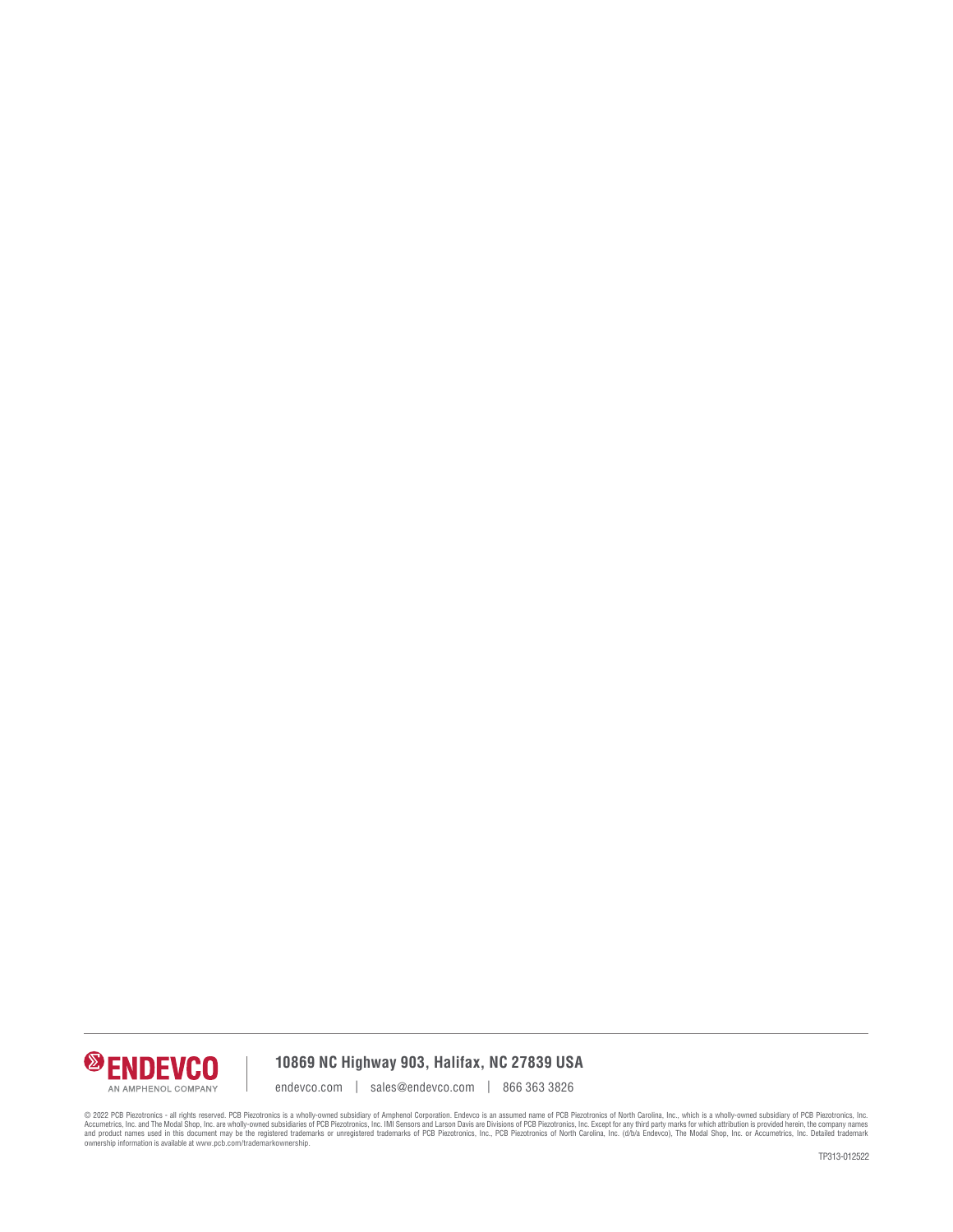ENDEVCO

AN AMPHENOL COMPANY

**10869 NC Highway 903, Halifax, NC 27839 USA**

endevco.com | sales@endevco.com | 866 363 3826

© 2022 PCB Piezotronics - all rights reserved. PCB Piezotronics is a wholly-owned subsidiary of Amphenol Corporation. Endevco is an assumed name of PCB Piezotronics of North Carolina, Inc., which is a wholly-owned subsidiary of PCB Piezotronics, Inc. Accumetrics, Inc. and The Modal Shop, Inc. are wholly-owned subsidiaries of PCB Piezotronics, Inc. IMI Sensors and Larson Davis are Divisions of PCB Piezotronics, Inc. Except for any third party marks for which attribution is provided herein, the company names and product names used in this document may be the registered trademarks or unregistered trademarks of PCB Piezotronics, Inc., PCB Piezotronics of North Carolina, Inc. (d/b/a Endevco), The Modal Shop, Inc. or Accumetrics, Inc. Detailed trademark ownership information is available at www.pcb.com/trademarkownership.

TP313-012522